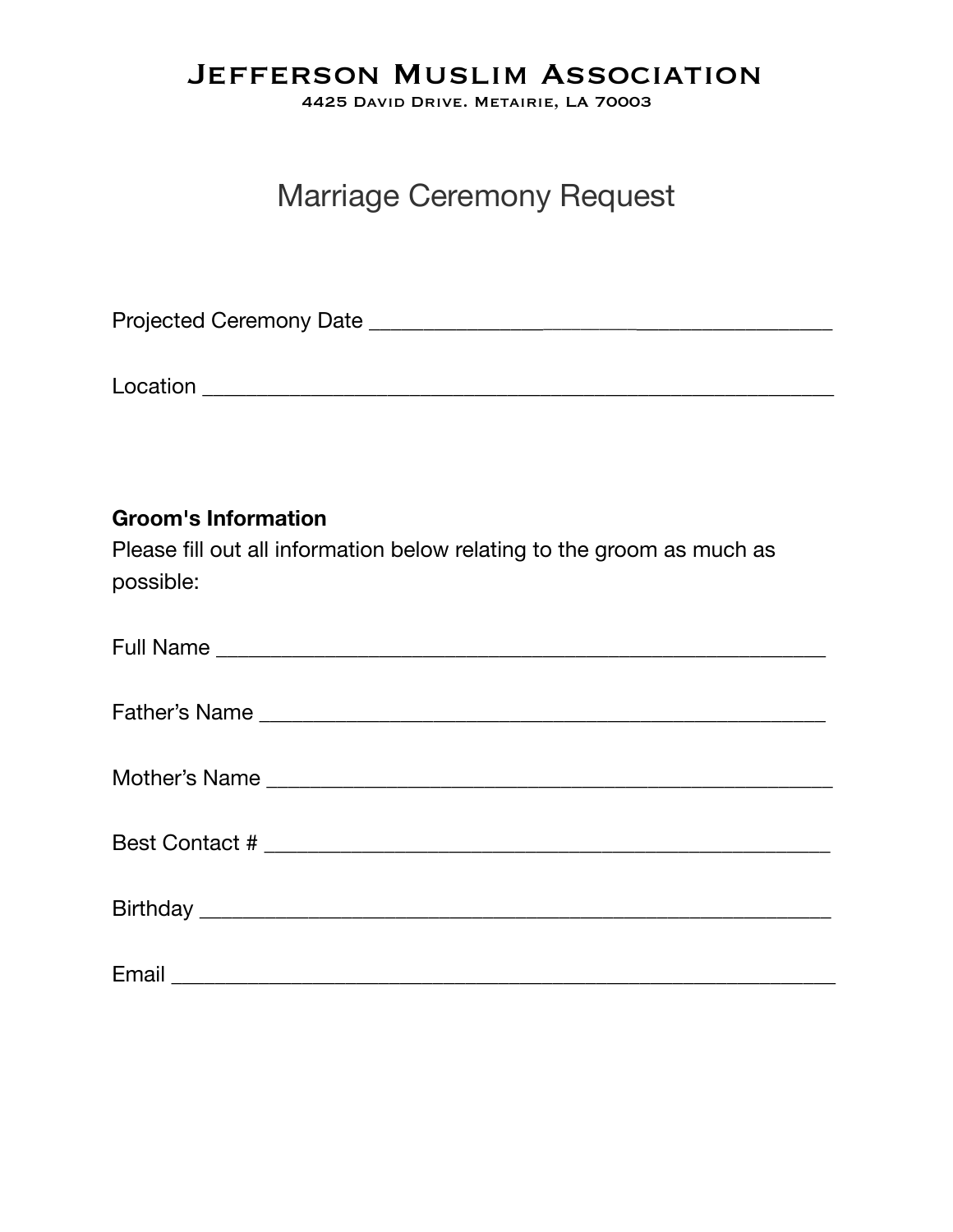# Jefferson Muslim Association

4425 David Drive. Metairie, LA 70003

## Marriage Ceremony Request

Projected Ceremony Date ________________________________________________

Location _______________________________________________________________

**Groom's Information**

Please fill out all information below relating to the groom as much as possible:

Full Name ______________________________________________________________

Father's Name __________________________________________________________

Mother's Name __________________________________________________________

Best Contact # _________________________________________________________

Birthday _______________________________________________________________

Email __________________________________________________________________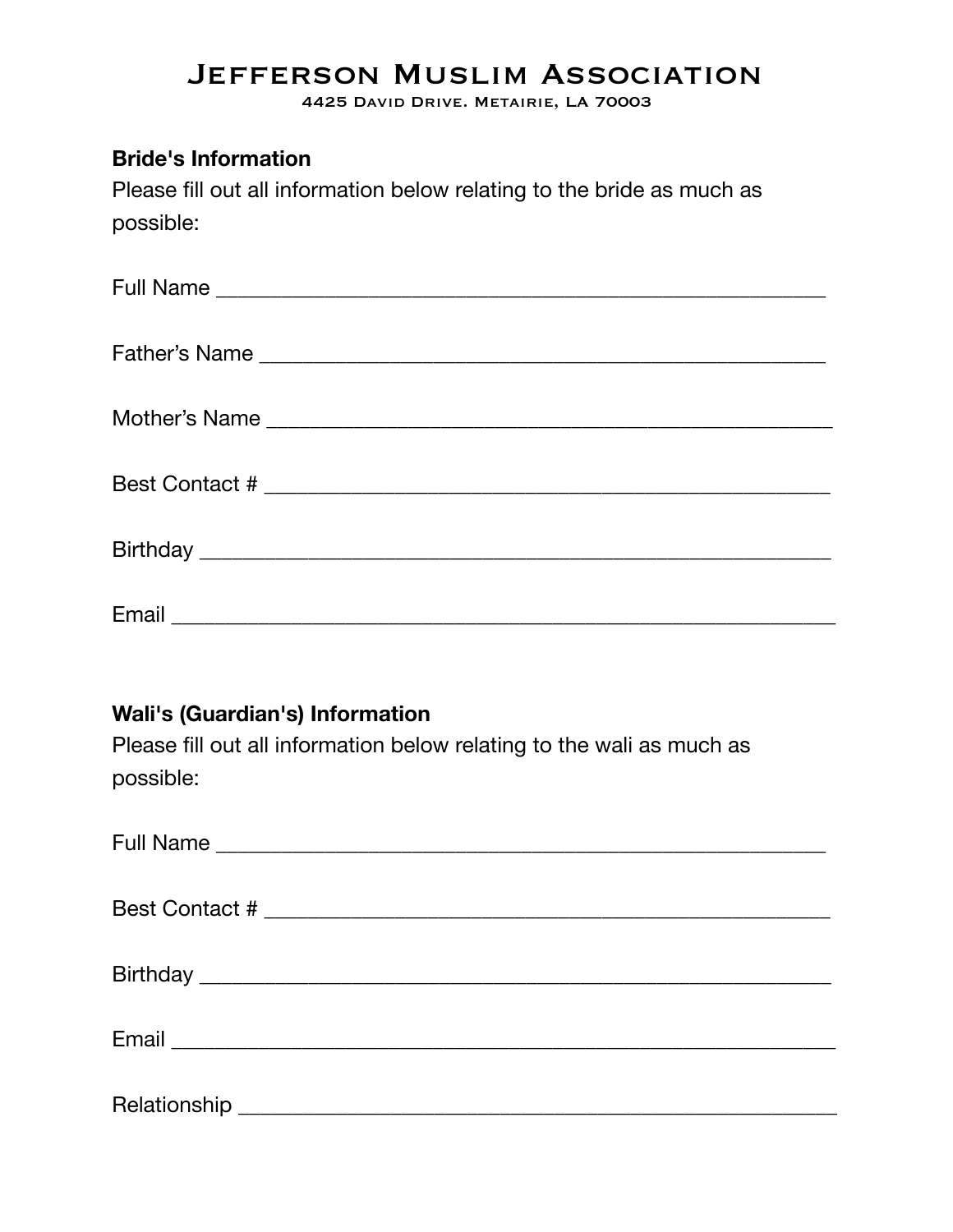# Jefferson Muslim Association

4425 David Drive. Metairie, LA 70003

**Bride's Information**

Please fill out all information below relating to the bride as much as possible:

Full Name ________________________________________________

Father's Name _____________________________________________

Mother's Name _____________________________________________

Best Contact # _____________________________________________

Birthday __________________________________________________

Email ____________________________________________________

**Wali's (Guardian's) Information**

Please fill out all information below relating to the wali as much as possible:

Full Name ________________________________________________

Best Contact # _____________________________________________

Birthday __________________________________________________

Email ____________________________________________________

Relationship _______________________________________________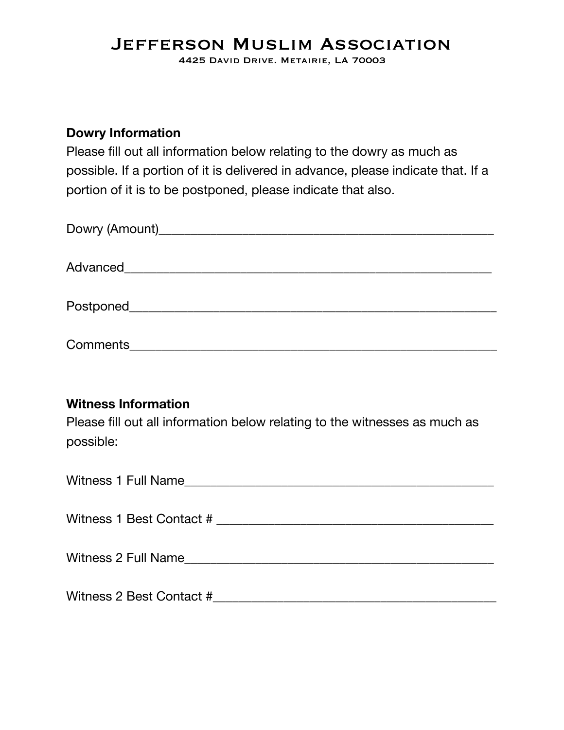# Jefferson Muslim Association

4425 David Drive. Metairie, LA 70003

**Dowry Information**

Please fill out all information below relating to the dowry as much as possible. If a portion of it is delivered in advance, please indicate that. If a portion of it is to be postponed, please indicate that also.

Dowry (Amount)\_\_\_\_\_\_\_\_\_\_\_\_\_\_\_\_\_\_\_\_\_\_\_\_\_\_\_\_\_\_\_\_\_\_\_\_\_\_\_\_\_\_\_\_\_\_\_\_\_\_\_\_

Advanced\_\_\_\_\_\_\_\_\_\_\_\_\_\_\_\_\_\_\_\_\_\_\_\_\_\_\_\_\_\_\_\_\_\_\_\_\_\_\_\_\_\_\_\_\_\_\_\_\_\_\_\_\_\_\_\_

Postponed\_\_\_\_\_\_\_\_\_\_\_\_\_\_\_\_\_\_\_\_\_\_\_\_\_\_\_\_\_\_\_\_\_\_\_\_\_\_\_\_\_\_\_\_\_\_\_\_\_\_\_\_\_\_\_\_

Comments\_\_\_\_\_\_\_\_\_\_\_\_\_\_\_\_\_\_\_\_\_\_\_\_\_\_\_\_\_\_\_\_\_\_\_\_\_\_\_\_\_\_\_\_\_\_\_\_\_\_\_\_\_\_\_\_

**Witness Information**

Please fill out all information below relating to the witnesses as much as possible:

Witness 1 Full Name\_\_\_\_\_\_\_\_\_\_\_\_\_\_\_\_\_\_\_\_\_\_\_\_\_\_\_\_\_\_\_\_\_\_\_\_\_\_\_\_\_\_\_\_\_\_\_\_

Witness 1 Best Contact # \_\_\_\_\_\_\_\_\_\_\_\_\_\_\_\_\_\_\_\_\_\_\_\_\_\_\_\_\_\_\_\_\_\_\_\_\_\_\_\_\_\_

Witness 2 Full Name\_\_\_\_\_\_\_\_\_\_\_\_\_\_\_\_\_\_\_\_\_\_\_\_\_\_\_\_\_\_\_\_\_\_\_\_\_\_\_\_\_\_\_\_\_\_\_\_

Witness 2 Best Contact #\_\_\_\_\_\_\_\_\_\_\_\_\_\_\_\_\_\_\_\_\_\_\_\_\_\_\_\_\_\_\_\_\_\_\_\_\_\_\_\_\_\_\_